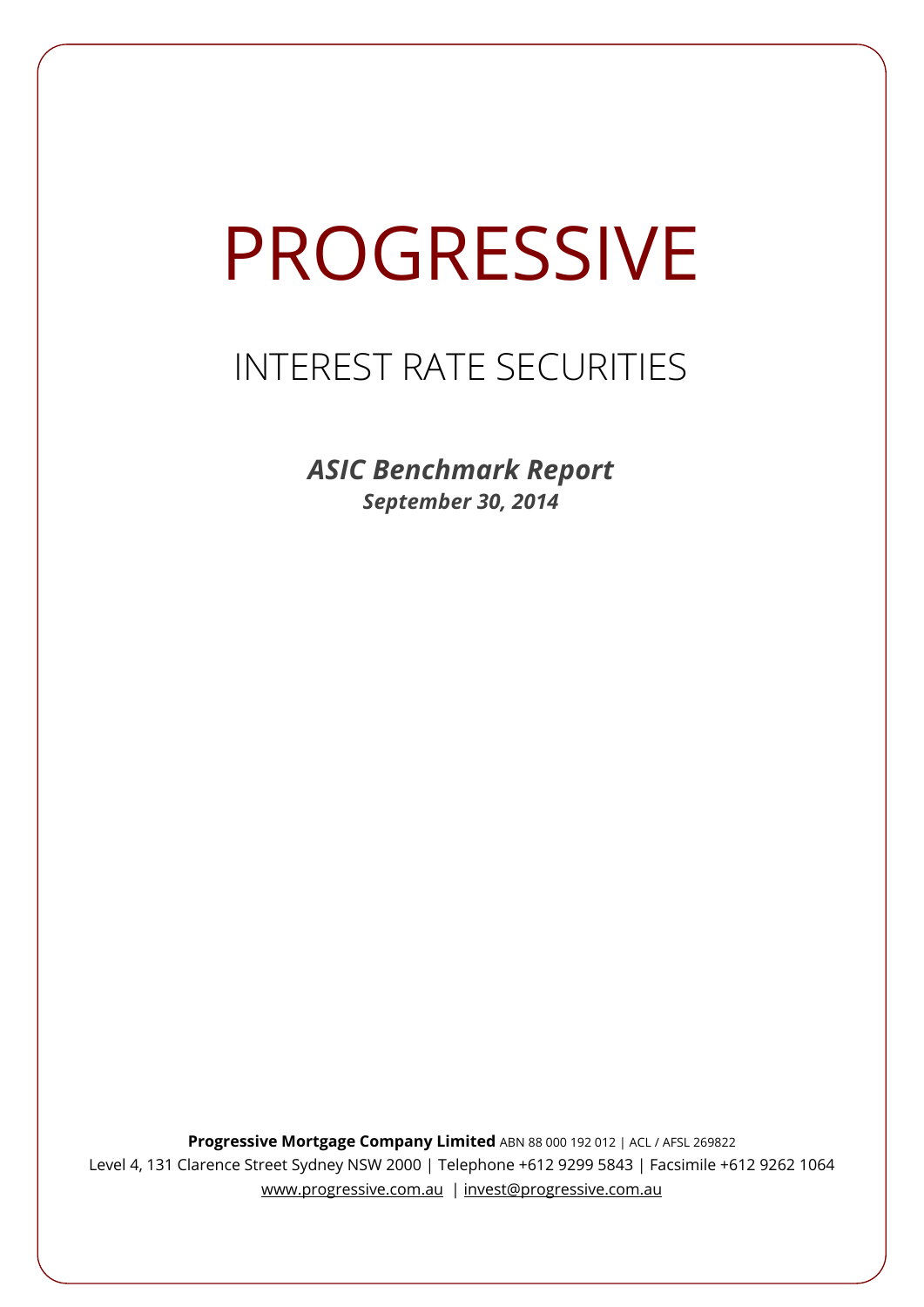# PROGRESSIVE

## INTEREST RATE SECURITIES

***ASIC Benchmark Report***

***September 30, 2014***

**Progressive Mortgage Company Limited** ABN 88 000 192 012 | ACL / AFSL 269822

Level 4, 131 Clarence Street Sydney NSW 2000 | Telephone +612 9299 5843 | Facsimile +612 9262 1064

www.progressive.com.au | invest@progressive.com.au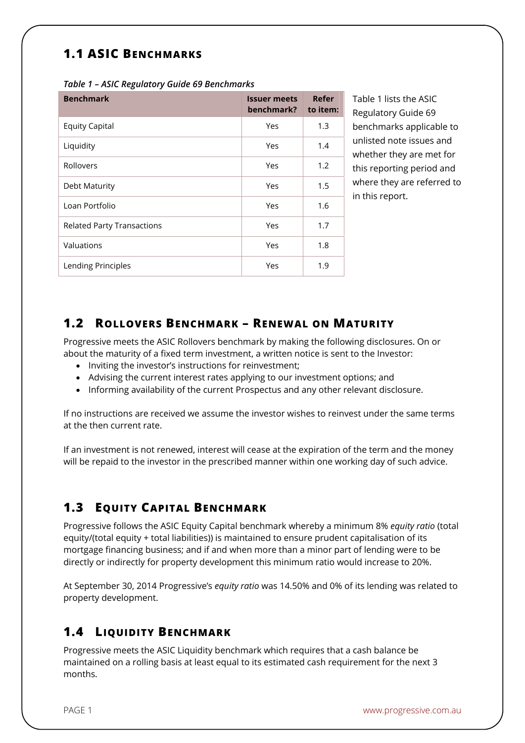## 1.1 ASIC Benchmarks

*Table 1 – ASIC Regulatory Guide 69 Benchmarks*

| Benchmark | Issuer meets benchmark? | Refer to item: |
|---|---|---|
| Equity Capital | Yes | 1.3 |
| Liquidity | Yes | 1.4 |
| Rollovers | Yes | 1.2 |
| Debt Maturity | Yes | 1.5 |
| Loan Portfolio | Yes | 1.6 |
| Related Party Transactions | Yes | 1.7 |
| Valuations | Yes | 1.8 |
| Lending Principles | Yes | 1.9 |

Table 1 lists the ASIC Regulatory Guide 69 benchmarks applicable to unlisted note issues and whether they are met for this reporting period and where they are referred to in this report.

## 1.2 Rollovers Benchmark – Renewal on Maturity

Progressive meets the ASIC Rollovers benchmark by making the following disclosures. On or about the maturity of a fixed term investment, a written notice is sent to the Investor:

- Inviting the investor's instructions for reinvestment;
- Advising the current interest rates applying to our investment options; and
- Informing availability of the current Prospectus and any other relevant disclosure.

If no instructions are received we assume the investor wishes to reinvest under the same terms at the then current rate.

If an investment is not renewed, interest will cease at the expiration of the term and the money will be repaid to the investor in the prescribed manner within one working day of such advice.

## 1.3 Equity Capital Benchmark

Progressive follows the ASIC Equity Capital benchmark whereby a minimum 8% *equity ratio* (total equity/(total equity + total liabilities)) is maintained to ensure prudent capitalisation of its mortgage financing business; and if and when more than a minor part of lending were to be directly or indirectly for property development this minimum ratio would increase to 20%.

At September 30, 2014 Progressive's *equity ratio* was 14.50% and 0% of its lending was related to property development.

## 1.4 Liquidity Benchmark

Progressive meets the ASIC Liquidity benchmark which requires that a cash balance be maintained on a rolling basis at least equal to its estimated cash requirement for the next 3 months.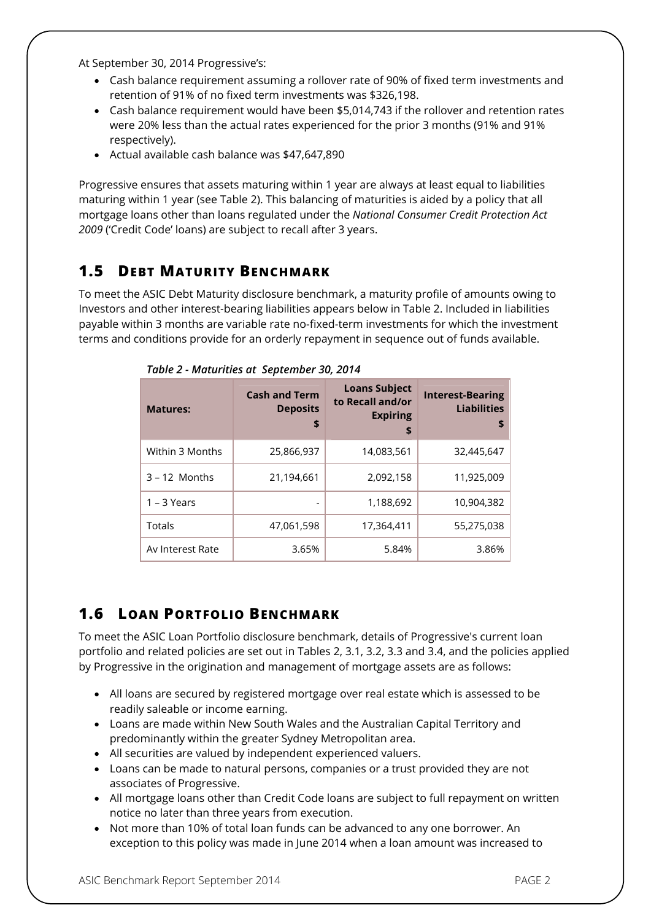At September 30, 2014 Progressive's:

- Cash balance requirement assuming a rollover rate of 90% of fixed term investments and retention of 91% of no fixed term investments was $326,198.
- Cash balance requirement would have been $5,014,743 if the rollover and retention rates were 20% less than the actual rates experienced for the prior 3 months (91% and 91% respectively).
- Actual available cash balance was $47,647,890

Progressive ensures that assets maturing within 1 year are always at least equal to liabilities maturing within 1 year (see Table 2). This balancing of maturities is aided by a policy that all mortgage loans other than loans regulated under the *National Consumer Credit Protection Act 2009* ('Credit Code' loans) are subject to recall after 3 years.

## 1.5 Debt Maturity Benchmark

To meet the ASIC Debt Maturity disclosure benchmark, a maturity profile of amounts owing to Investors and other interest-bearing liabilities appears below in Table 2. Included in liabilities payable within 3 months are variable rate no-fixed-term investments for which the investment terms and conditions provide for an orderly repayment in sequence out of funds available.

*Table 2 - Maturities at September 30, 2014*

| Matures: | Cash and Term Deposits $ | Loans Subject to Recall and/or Expiring $ | Interest-Bearing Liabilities $ |
|---|---|---|---|
| Within 3 Months | 25,866,937 | 14,083,561 | 32,445,647 |
| 3 – 12 Months | 21,194,661 | 2,092,158 | 11,925,009 |
| 1 – 3 Years | - | 1,188,692 | 10,904,382 |
| Totals | 47,061,598 | 17,364,411 | 55,275,038 |
| Av Interest Rate | 3.65% | 5.84% | 3.86% |

## 1.6 Loan Portfolio Benchmark

To meet the ASIC Loan Portfolio disclosure benchmark, details of Progressive's current loan portfolio and related policies are set out in Tables 2, 3.1, 3.2, 3.3 and 3.4, and the policies applied by Progressive in the origination and management of mortgage assets are as follows:

- All loans are secured by registered mortgage over real estate which is assessed to be readily saleable or income earning.
- Loans are made within New South Wales and the Australian Capital Territory and predominantly within the greater Sydney Metropolitan area.
- All securities are valued by independent experienced valuers.
- Loans can be made to natural persons, companies or a trust provided they are not associates of Progressive.
- All mortgage loans other than Credit Code loans are subject to full repayment on written notice no later than three years from execution.
- Not more than 10% of total loan funds can be advanced to any one borrower. An exception to this policy was made in June 2014 when a loan amount was increased to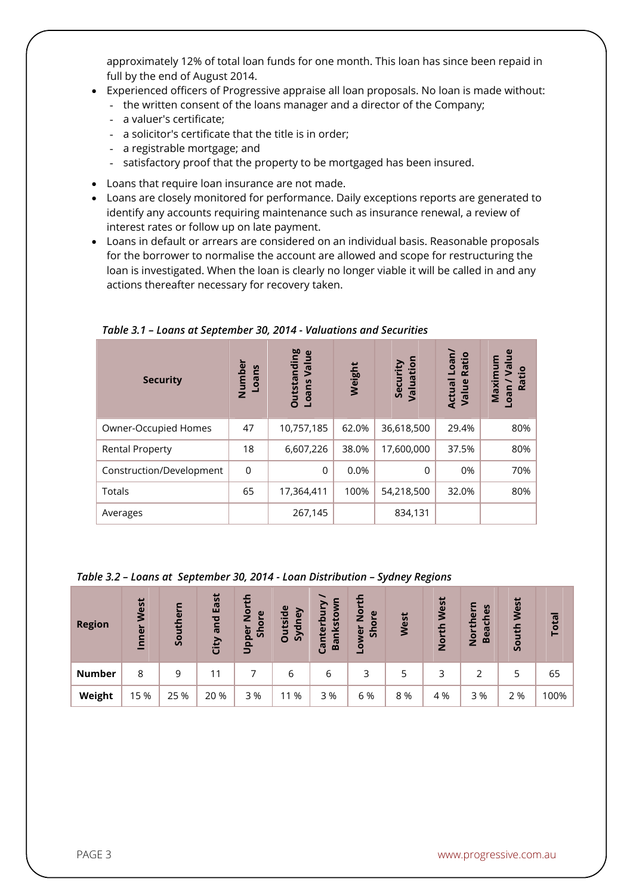approximately 12% of total loan funds for one month. This loan has since been repaid in full by the end of August 2014.

- Experienced officers of Progressive appraise all loan proposals. No loan is made without:
  - the written consent of the loans manager and a director of the Company;
  - a valuer's certificate;
  - a solicitor's certificate that the title is in order;
  - a registrable mortgage; and
  - satisfactory proof that the property to be mortgaged has been insured.
- Loans that require loan insurance are not made.
- Loans are closely monitored for performance. Daily exceptions reports are generated to identify any accounts requiring maintenance such as insurance renewal, a review of interest rates or follow up on late payment.
- Loans in default or arrears are considered on an individual basis. Reasonable proposals for the borrower to normalise the account are allowed and scope for restructuring the loan is investigated. When the loan is clearly no longer viable it will be called in and any actions thereafter necessary for recovery taken.

*Table 3.1 – Loans at September 30, 2014 - Valuations and Securities*

| Security | Number Loans | Outstanding Loans Value | Weight | Security Valuation | Actual Loan/ Value Ratio | Maximum Loan / Value Ratio |
|---|---|---|---|---|---|---|
| Owner-Occupied Homes | 47 | 10,757,185 | 62.0% | 36,618,500 | 29.4% | 80% |
| Rental Property | 18 | 6,607,226 | 38.0% | 17,600,000 | 37.5% | 80% |
| Construction/Development | 0 | 0 | 0.0% | 0 | 0% | 70% |
| Totals | 65 | 17,364,411 | 100% | 54,218,500 | 32.0% | 80% |
| Averages | | 267,145 | | 834,131 | | |

*Table 3.2 – Loans at September 30, 2014 - Loan Distribution – Sydney Regions*

| Region | Inner West | Southern | City and East | Upper North Shore | Outside Sydney | Canterbury / Bankstown | Lower North Shore | West | North West | Northern Beaches | South West | Total |
|---|---|---|---|---|---|---|---|---|---|---|---|---|
| **Number** | 8 | 9 | 11 | 7 | 6 | 6 | 3 | 5 | 3 | 2 | 5 | 65 |
| **Weight** | 15 % | 25 % | 20 % | 3 % | 11 % | 3 % | 6 % | 8 % | 4 % | 3 % | 2 % | 100% |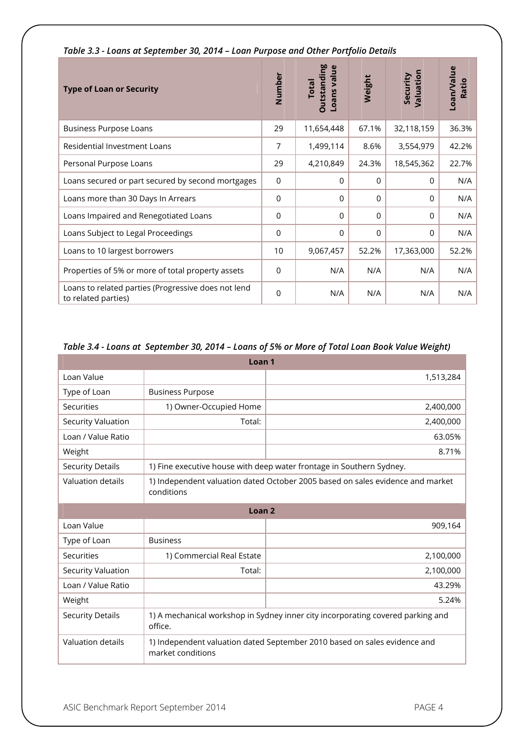*Table 3.3 - Loans at September 30, 2014 – Loan Purpose and Other Portfolio Details*

| Type of Loan or Security | Number | Total Outstanding Loans value | Weight | Security Valuation | Loan/Value Ratio |
|---|---|---|---|---|---|
| Business Purpose Loans | 29 | 11,654,448 | 67.1% | 32,118,159 | 36.3% |
| Residential Investment Loans | 7 | 1,499,114 | 8.6% | 3,554,979 | 42.2% |
| Personal Purpose Loans | 29 | 4,210,849 | 24.3% | 18,545,362 | 22.7% |
| Loans secured or part secured by second mortgages | 0 | 0 | 0 | 0 | N/A |
| Loans more than 30 Days In Arrears | 0 | 0 | 0 | 0 | N/A |
| Loans Impaired and Renegotiated Loans | 0 | 0 | 0 | 0 | N/A |
| Loans Subject to Legal Proceedings | 0 | 0 | 0 | 0 | N/A |
| Loans to 10 largest borrowers | 10 | 9,067,457 | 52.2% | 17,363,000 | 52.2% |
| Properties of 5% or more of total property assets | 0 | N/A | N/A | N/A | N/A |
| Loans to related parties (Progressive does not lend to related parties) | 0 | N/A | N/A | N/A | N/A |

*Table 3.4 - Loans at September 30, 2014 – Loans of 5% or More of Total Loan Book Value Weight)*

| Loan 1 | | |
|---|---|---|
| Loan Value | | 1,513,284 |
| Type of Loan | Business Purpose | |
| Securities | 1) Owner-Occupied Home | 2,400,000 |
| Security Valuation | Total: | 2,400,000 |
| Loan / Value Ratio | | 63.05% |
| Weight | | 8.71% |
| Security Details | 1) Fine executive house with deep water frontage in Southern Sydney. | |
| Valuation details | 1) Independent valuation dated October 2005 based on sales evidence and market conditions | |
| **Loan 2** | | |
| Loan Value | | 909,164 |
| Type of Loan | Business | |
| Securities | 1) Commercial Real Estate | 2,100,000 |
| Security Valuation | Total: | 2,100,000 |
| Loan / Value Ratio | | 43.29% |
| Weight | | 5.24% |
| Security Details | 1) A mechanical workshop in Sydney inner city incorporating covered parking and office. | |
| Valuation details | 1) Independent valuation dated September 2010 based on sales evidence and market conditions | |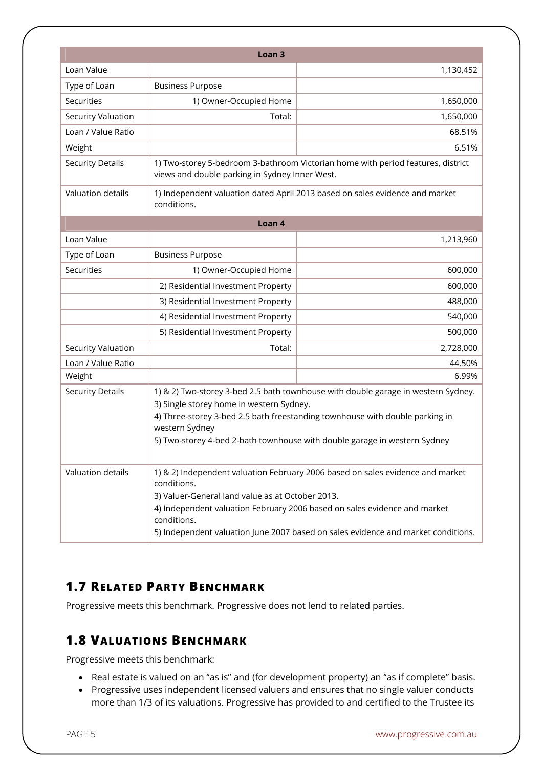| Loan 3 | | |
|---|---|---|
| Loan Value | | 1,130,452 |
| Type of Loan | Business Purpose | |
| Securities | 1) Owner-Occupied Home | 1,650,000 |
| Security Valuation | Total: | 1,650,000 |
| Loan / Value Ratio | | 68.51% |
| Weight | | 6.51% |
| Security Details | 1) Two-storey 5-bedroom 3-bathroom Victorian home with period features, district views and double parking in Sydney Inner West. | |
| Valuation details | 1) Independent valuation dated April 2013 based on sales evidence and market conditions. | |

| Loan 4 | | |
|---|---|---|
| Loan Value | | 1,213,960 |
| Type of Loan | Business Purpose | |
| Securities | 1) Owner-Occupied Home | 600,000 |
| | 2) Residential Investment Property | 600,000 |
| | 3) Residential Investment Property | 488,000 |
| | 4) Residential Investment Property | 540,000 |
| | 5) Residential Investment Property | 500,000 |
| Security Valuation | Total: | 2,728,000 |
| Loan / Value Ratio | | 44.50% |
| Weight | | 6.99% |
| Security Details | 1) & 2) Two-storey 3-bed 2.5 bath townhouse with double garage in western Sydney.<br>3) Single storey home in western Sydney.<br>4) Three-storey 3-bed 2.5 bath freestanding townhouse with double parking in western Sydney<br>5) Two-storey 4-bed 2-bath townhouse with double garage in western Sydney | |
| Valuation details | 1) & 2) Independent valuation February 2006 based on sales evidence and market conditions.<br>3) Valuer-General land value as at October 2013.<br>4) Independent valuation February 2006 based on sales evidence and market conditions.<br>5) Independent valuation June 2007 based on sales evidence and market conditions. | |

## 1.7 Related Party Benchmark

Progressive meets this benchmark. Progressive does not lend to related parties.

## 1.8 Valuations Benchmark

Progressive meets this benchmark:

- Real estate is valued on an "as is" and (for development property) an "as if complete" basis.
- Progressive uses independent licensed valuers and ensures that no single valuer conducts more than 1/3 of its valuations. Progressive has provided to and certified to the Trustee its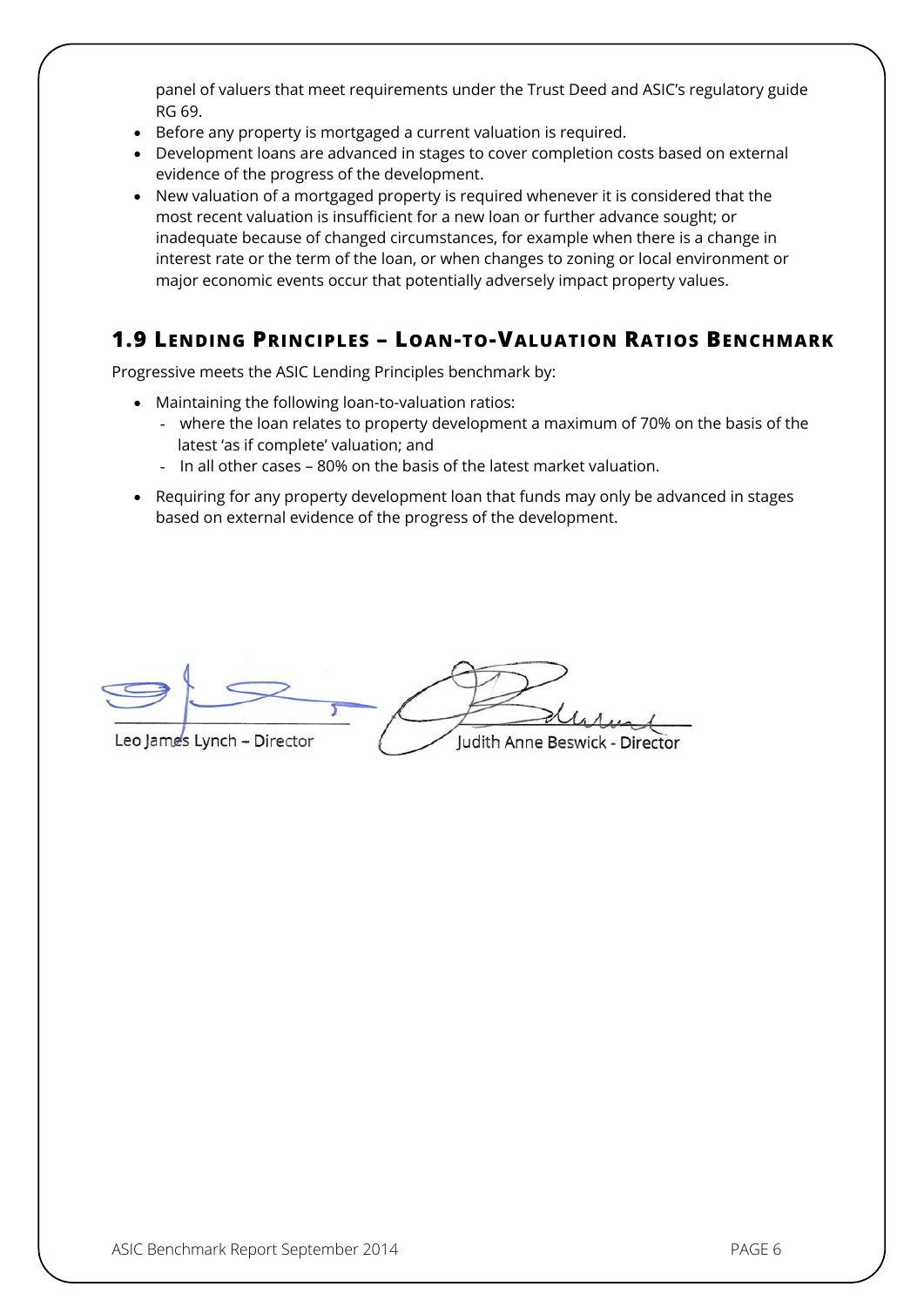panel of valuers that meet requirements under the Trust Deed and ASIC's regulatory guide RG 69.

- Before any property is mortgaged a current valuation is required.
- Development loans are advanced in stages to cover completion costs based on external evidence of the progress of the development.
- New valuation of a mortgaged property is required whenever it is considered that the most recent valuation is insufficient for a new loan or further advance sought; or inadequate because of changed circumstances, for example when there is a change in interest rate or the term of the loan, or when changes to zoning or local environment or major economic events occur that potentially adversely impact property values.

## 1.9 Lending Principles – Loan-to-Valuation Ratios Benchmark

Progressive meets the ASIC Lending Principles benchmark by:

- Maintaining the following loan-to-valuation ratios:
  - where the loan relates to property development a maximum of 70% on the basis of the latest 'as if complete' valuation; and
  - In all other cases – 80% on the basis of the latest market valuation.
- Requiring for any property development loan that funds may only be advanced in stages based on external evidence of the progress of the development.

Leo James Lynch – Director

Judith Anne Beswick - Director